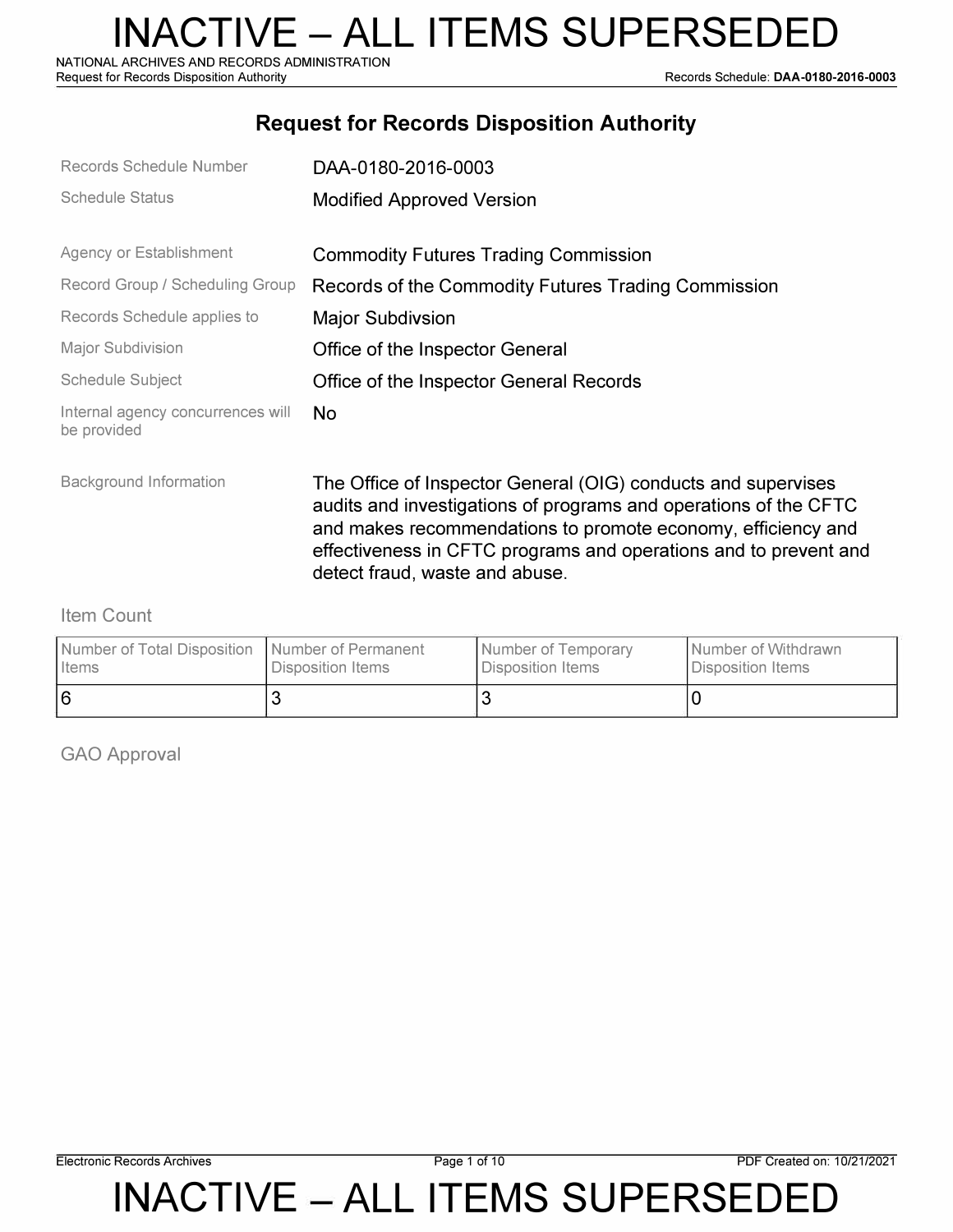# INACTIVE – ALL ITEMS SUPERSEDED

NATIONAL ARCHIVES AND RECORDS ADMINISTRATION
Request for Records Disposition Authority — Records Schedule: **DAA-0180-2016-0003**

## Request for Records Disposition Authority

| | |
|---|---|
| Records Schedule Number | DAA-0180-2016-0003 |
| Schedule Status | Modified Approved Version |
| Agency or Establishment | Commodity Futures Trading Commission |
| Record Group / Scheduling Group | Records of the Commodity Futures Trading Commission |
| Records Schedule applies to | Major Subdivsion |
| Major Subdivision | Office of the Inspector General |
| Schedule Subject | Office of the Inspector General Records |
| Internal agency concurrences will be provided | No |
| Background Information | The Office of Inspector General (OIG) conducts and supervises audits and investigations of programs and operations of the CFTC and makes recommendations to promote economy, efficiency and effectiveness in CFTC programs and operations and to prevent and detect fraud, waste and abuse. |

### Item Count

| Number of Total Disposition Items | Number of Permanent Disposition Items | Number of Temporary Disposition Items | Number of Withdrawn Disposition Items |
|---|---|---|---|
| 6 | 3 | 3 | 0 |

### GAO Approval

# INACTIVE – ALL ITEMS SUPERSEDED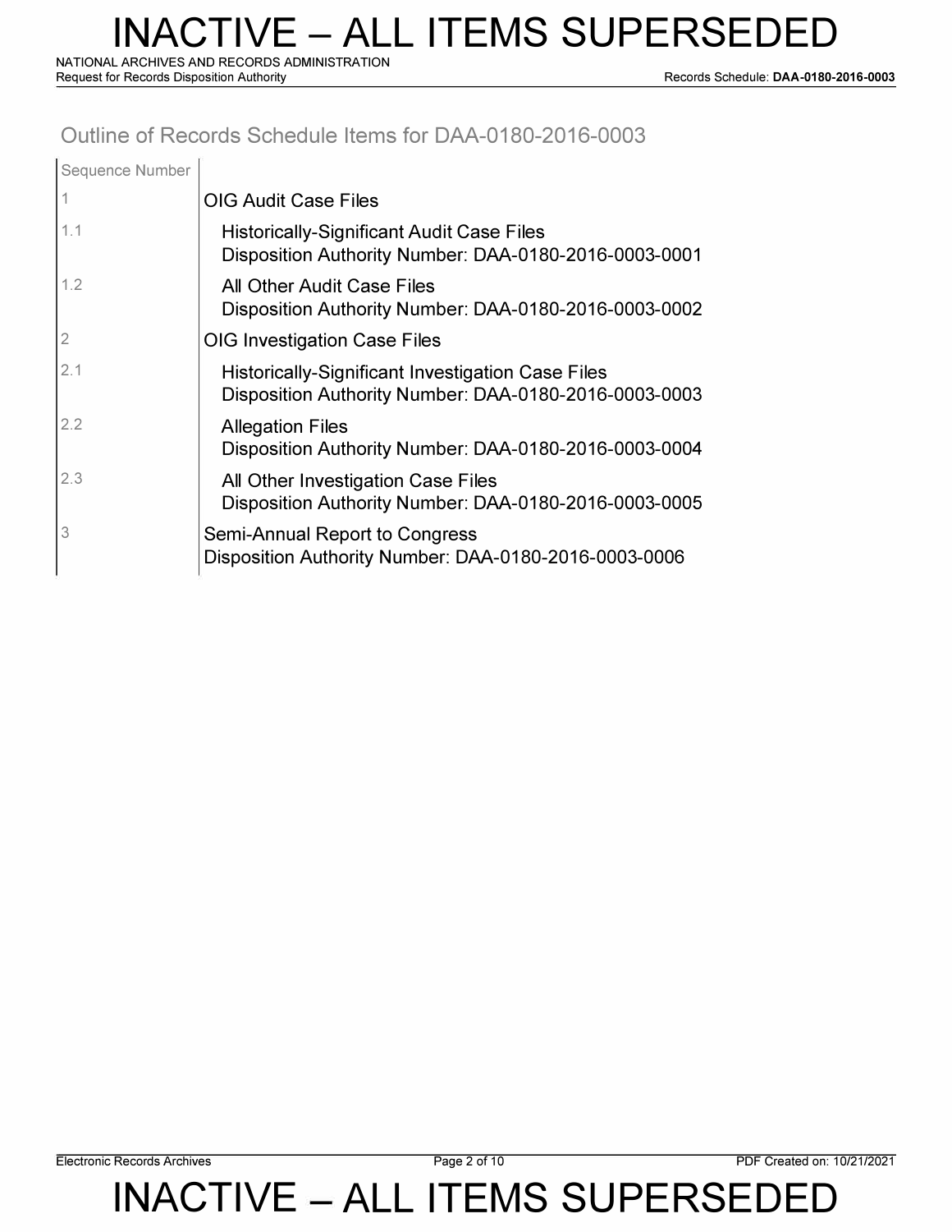# INACTIVE – ALL ITEMS SUPERSEDED

## Outline of Records Schedule Items for DAA-0180-2016-0003

| Sequence Number | |
|---|---|
| 1 | OIG Audit Case Files |
| 1.1 | Historically-Significant Audit Case Files<br>Disposition Authority Number: DAA-0180-2016-0003-0001 |
| 1.2 | All Other Audit Case Files<br>Disposition Authority Number: DAA-0180-2016-0003-0002 |
| 2 | OIG Investigation Case Files |
| 2.1 | Historically-Significant Investigation Case Files<br>Disposition Authority Number: DAA-0180-2016-0003-0003 |
| 2.2 | Allegation Files<br>Disposition Authority Number: DAA-0180-2016-0003-0004 |
| 2.3 | All Other Investigation Case Files<br>Disposition Authority Number: DAA-0180-2016-0003-0005 |
| 3 | Semi-Annual Report to Congress<br>Disposition Authority Number: DAA-0180-2016-0003-0006 |

INACTIVE – ALL ITEMS SUPERSEDED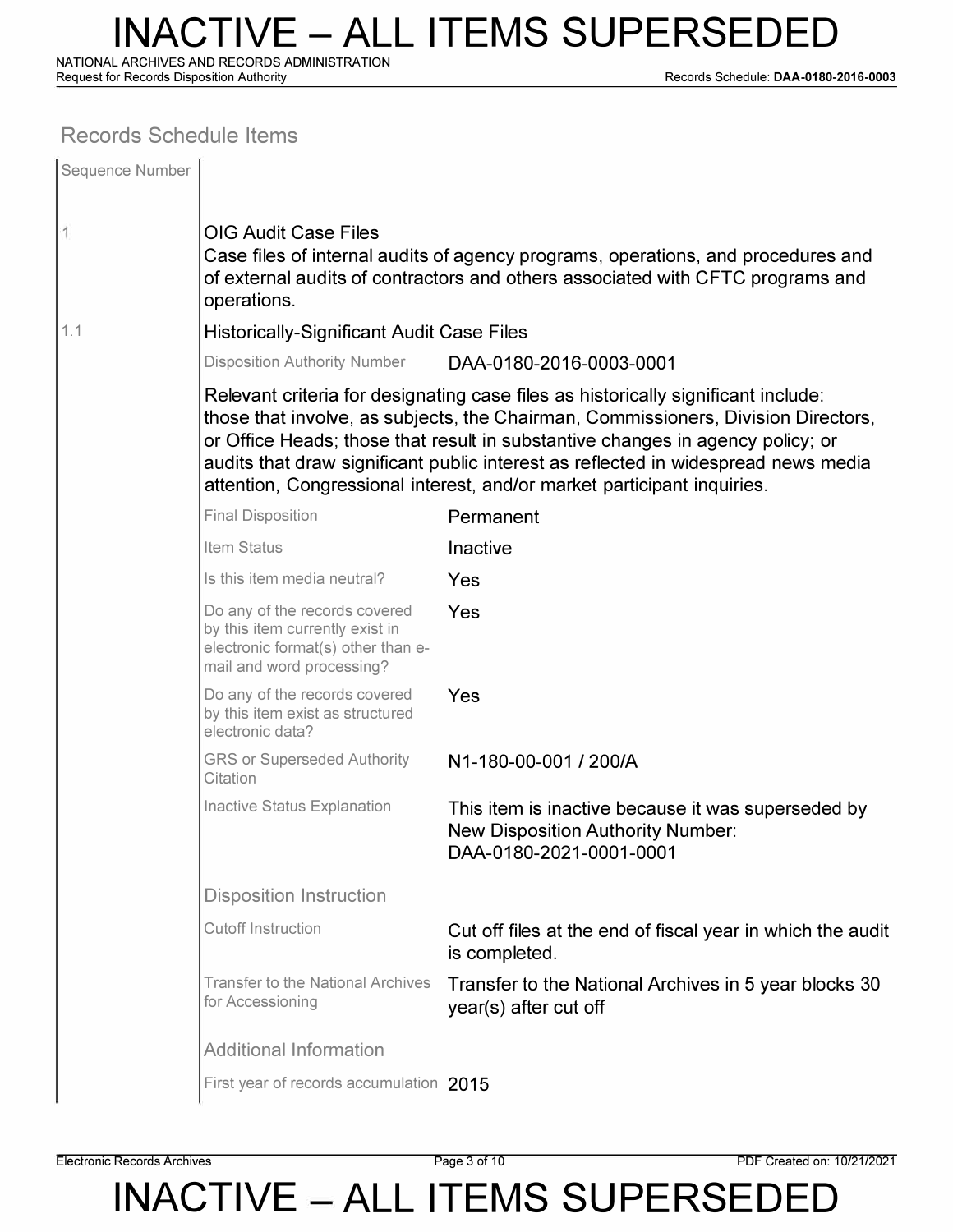## Records Schedule Items

| Sequence Number | |
|---|---|
| 1 | **OIG Audit Case Files**<br>Case files of internal audits of agency programs, operations, and procedures and of external audits of contractors and others associated with CFTC programs and operations. |
| 1.1 | **Historically-Significant Audit Case Files** |

| | |
|---|---|
| Disposition Authority Number | DAA-0180-2016-0003-0001 |

Relevant criteria for designating case files as historically significant include: those that involve, as subjects, the Chairman, Commissioners, Division Directors, or Office Heads; those that result in substantive changes in agency policy; or audits that draw significant public interest as reflected in widespread news media attention, Congressional interest, and/or market participant inquiries.

| | |
|---|---|
| Final Disposition | Permanent |
| Item Status | Inactive |
| Is this item media neutral? | Yes |
| Do any of the records covered by this item currently exist in electronic format(s) other than e-mail and word processing? | Yes |
| Do any of the records covered by this item exist as structured electronic data? | Yes |
| GRS or Superseded Authority Citation | N1-180-00-001 / 200/A |
| Inactive Status Explanation | This item is inactive because it was superseded by New Disposition Authority Number: DAA-0180-2021-0001-0001 |

### Disposition Instruction

| | |
|---|---|
| Cutoff Instruction | Cut off files at the end of fiscal year in which the audit is completed. |
| Transfer to the National Archives for Accessioning | Transfer to the National Archives in 5 year blocks 30 year(s) after cut off |

### Additional Information

| | |
|---|---|
| First year of records accumulation | 2015 |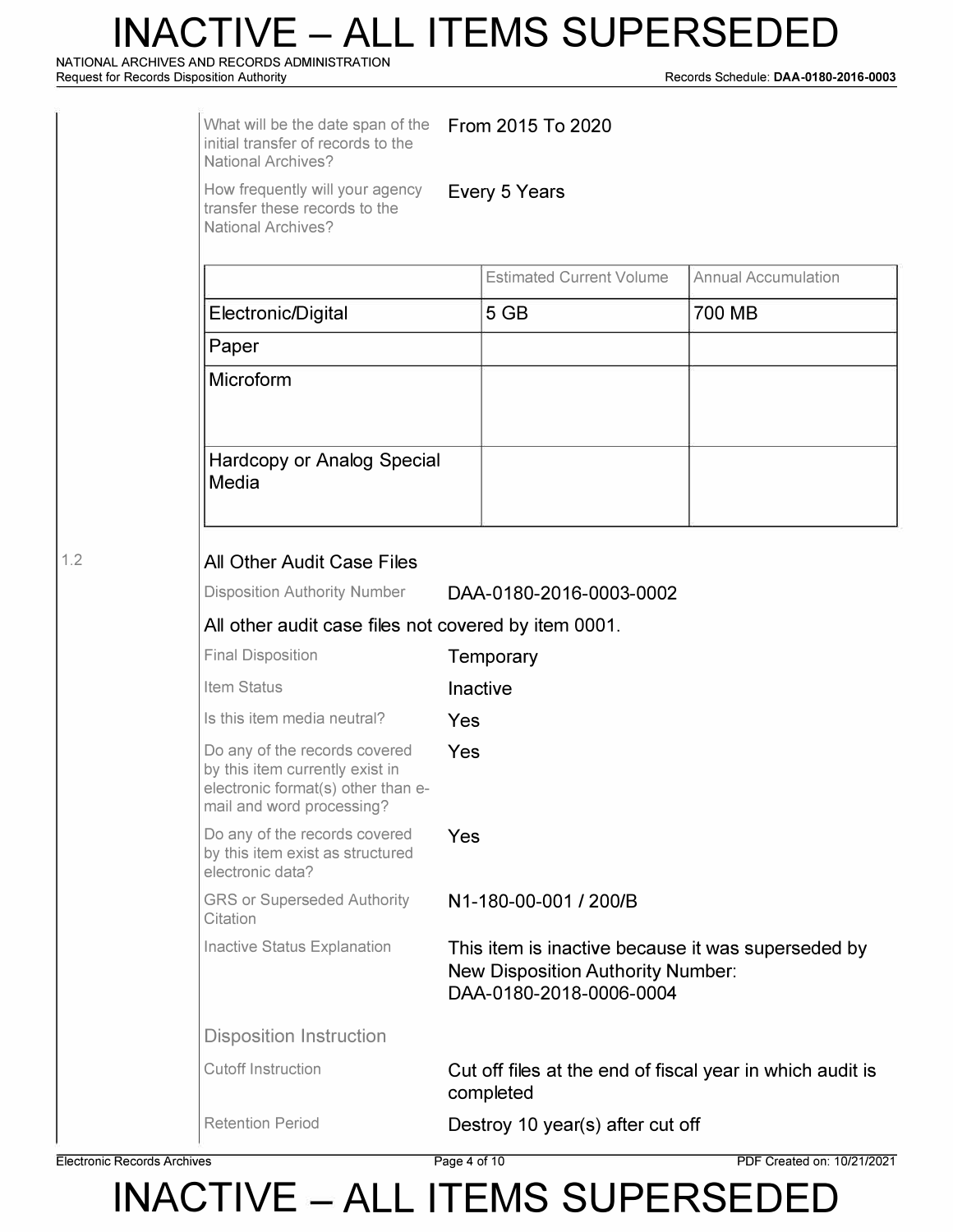What will be the date span of the initial transfer of records to the National Archives? From 2015 To 2020

How frequently will your agency transfer these records to the National Archives? Every 5 Years

| | Estimated Current Volume | Annual Accumulation |
|---|---|---|
| Electronic/Digital | 5 GB | 700 MB |
| Paper | | |
| Microform | | |
| Hardcopy or Analog Special Media | | |

1.2

## All Other Audit Case Files

Disposition Authority Number: DAA-0180-2016-0003-0002

All other audit case files not covered by item 0001.

Final Disposition: Temporary

Item Status: Inactive

Is this item media neutral? Yes

Do any of the records covered by this item currently exist in electronic format(s) other than e-mail and word processing? Yes

Do any of the records covered by this item exist as structured electronic data? Yes

GRS or Superseded Authority Citation: N1-180-00-001 / 200/B

Inactive Status Explanation: This item is inactive because it was superseded by New Disposition Authority Number: DAA-0180-2018-0006-0004

### Disposition Instruction

Cutoff Instruction: Cut off files at the end of fiscal year in which audit is completed

Retention Period: Destroy 10 year(s) after cut off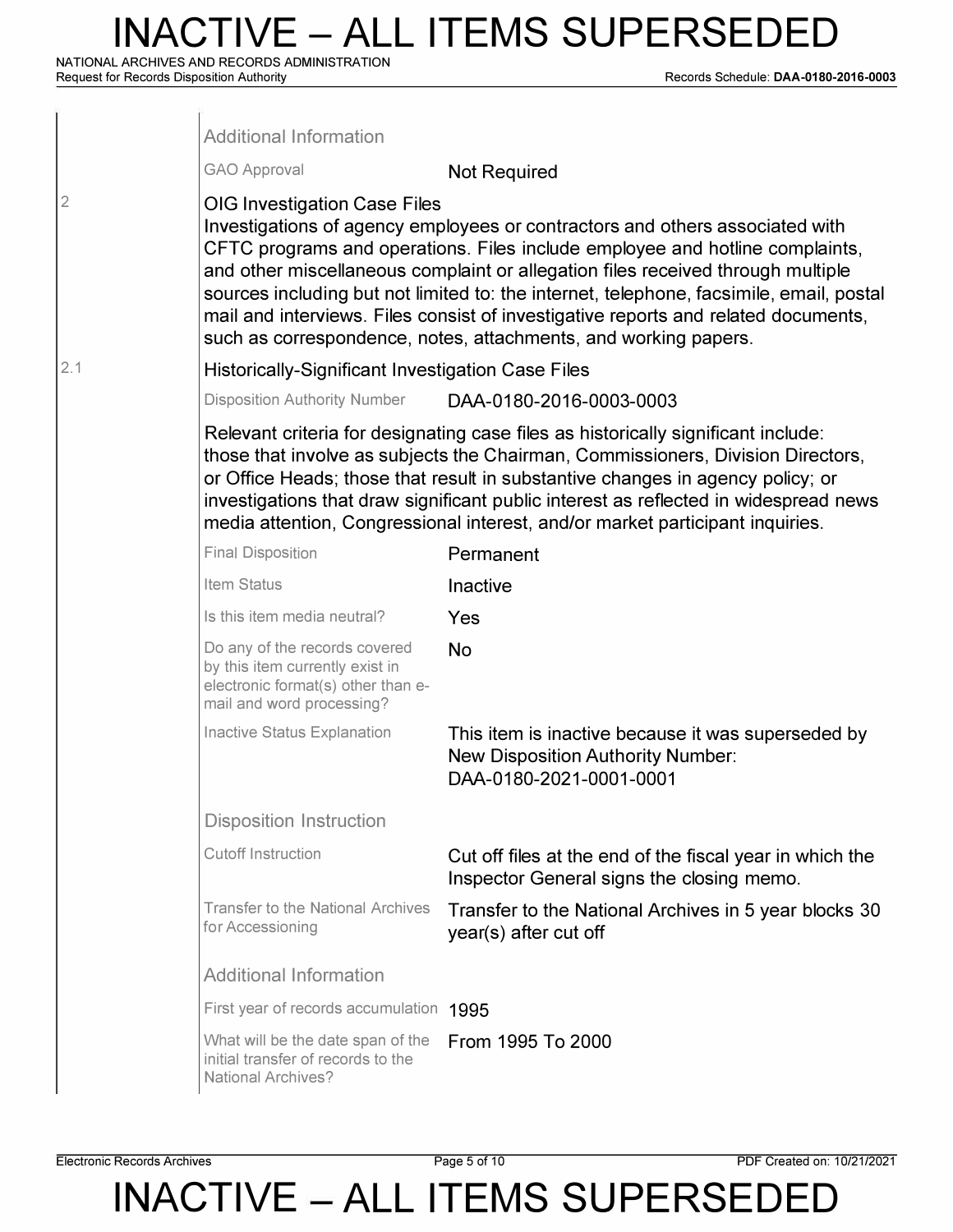#### Additional Information

| | |
|---|---|
| GAO Approval | Not Required |

**2** OIG Investigation Case Files

Investigations of agency employees or contractors and others associated with CFTC programs and operations. Files include employee and hotline complaints, and other miscellaneous complaint or allegation files received through multiple sources including but not limited to: the internet, telephone, facsimile, email, postal mail and interviews. Files consist of investigative reports and related documents, such as correspondence, notes, attachments, and working papers.

**2.1** Historically-Significant Investigation Case Files

| | |
|---|---|
| Disposition Authority Number | DAA-0180-2016-0003-0003 |

Relevant criteria for designating case files as historically significant include: those that involve as subjects the Chairman, Commissioners, Division Directors, or Office Heads; those that result in substantive changes in agency policy; or investigations that draw significant public interest as reflected in widespread news media attention, Congressional interest, and/or market participant inquiries.

| | |
|---|---|
| Final Disposition | Permanent |
| Item Status | Inactive |
| Is this item media neutral? | Yes |
| Do any of the records covered by this item currently exist in electronic format(s) other than e-mail and word processing? | No |
| Inactive Status Explanation | This item is inactive because it was superseded by New Disposition Authority Number: DAA-0180-2021-0001-0001 |

#### Disposition Instruction

| | |
|---|---|
| Cutoff Instruction | Cut off files at the end of the fiscal year in which the Inspector General signs the closing memo. |
| Transfer to the National Archives for Accessioning | Transfer to the National Archives in 5 year blocks 30 year(s) after cut off |

#### Additional Information

| | |
|---|---|
| First year of records accumulation | 1995 |
| What will be the date span of the initial transfer of records to the National Archives? | From 1995 To 2000 |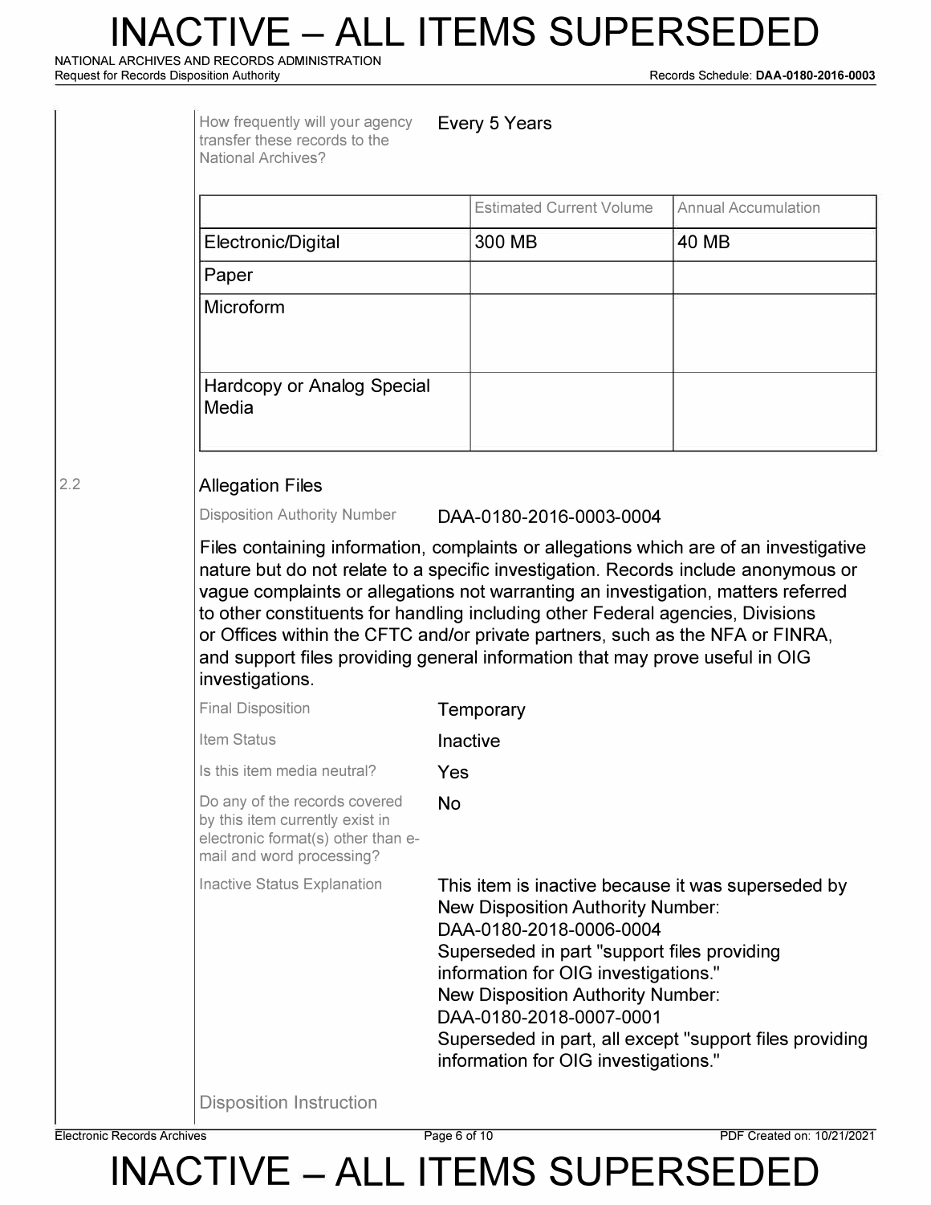How frequently will your agency transfer these records to the National Archives? Every 5 Years

| | Estimated Current Volume | Annual Accumulation |
|---|---|---|
| Electronic/Digital | 300 MB | 40 MB |
| Paper | | |
| Microform | | |
| Hardcopy or Analog Special Media | | |

2.2

### Allegation Files

Disposition Authority Number DAA-0180-2016-0003-0004

Files containing information, complaints or allegations which are of an investigative nature but do not relate to a specific investigation. Records include anonymous or vague complaints or allegations not warranting an investigation, matters referred to other constituents for handling including other Federal agencies, Divisions or Offices within the CFTC and/or private partners, such as the NFA or FINRA, and support files providing general information that may prove useful in OIG investigations.

Final Disposition: Temporary

Item Status: Inactive

Is this item media neutral? Yes

Do any of the records covered by this item currently exist in electronic format(s) other than e-mail and word processing? No

Inactive Status Explanation: This item is inactive because it was superseded by New Disposition Authority Number: DAA-0180-2018-0006-0004 Superseded in part "support files providing information for OIG investigations." New Disposition Authority Number: DAA-0180-2018-0007-0001 Superseded in part, all except "support files providing information for OIG investigations."

Disposition Instruction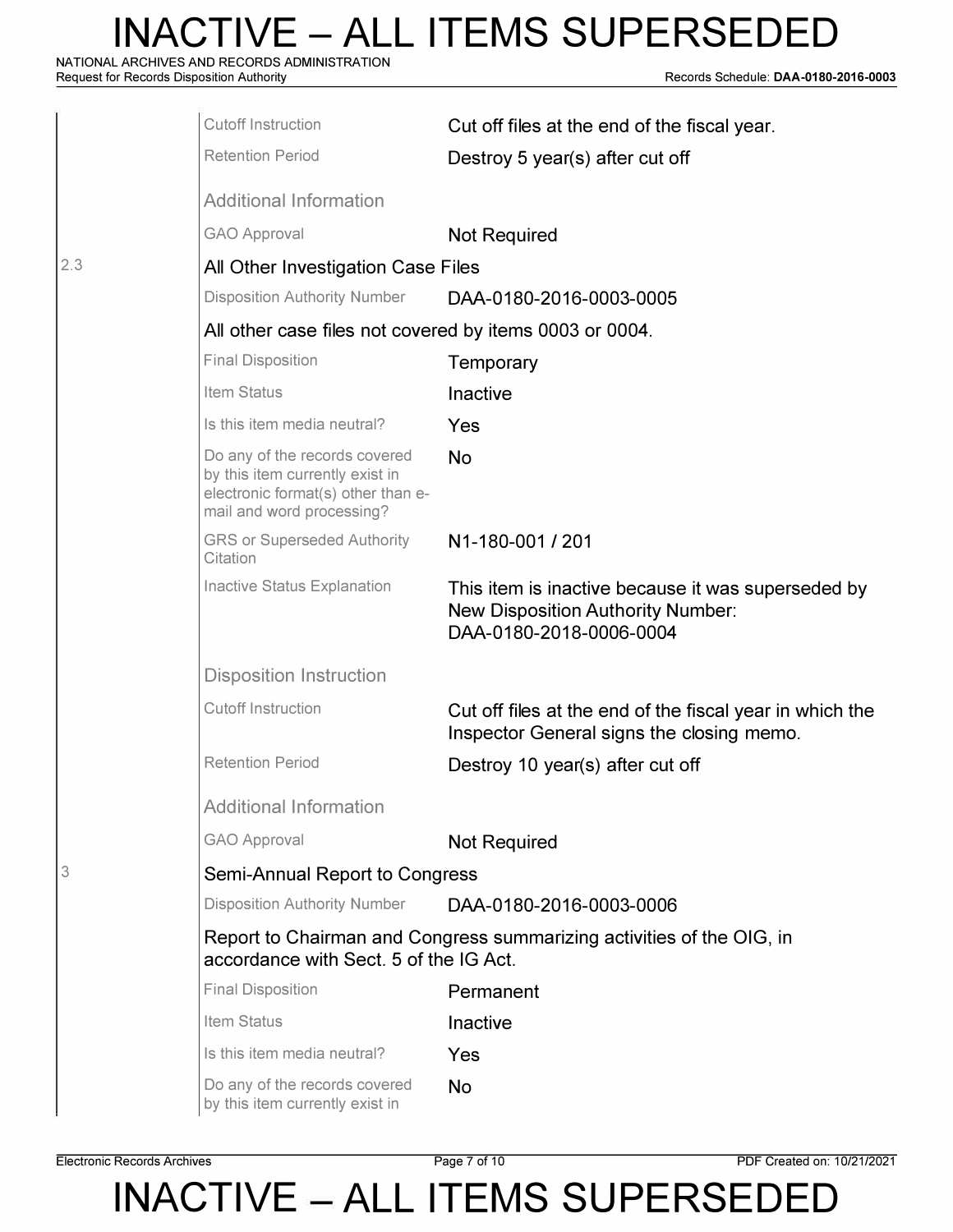| | | |
|---|---|---|
| | Cutoff Instruction | Cut off files at the end of the fiscal year. |
| | Retention Period | Destroy 5 year(s) after cut off |
| | **Additional Information** | |
| | GAO Approval | Not Required |
| 2.3 | **All Other Investigation Case Files** | |
| | Disposition Authority Number | DAA-0180-2016-0003-0005 |
| | All other case files not covered by items 0003 or 0004. | |
| | Final Disposition | Temporary |
| | Item Status | Inactive |
| | Is this item media neutral? | Yes |
| | Do any of the records covered by this item currently exist in electronic format(s) other than e-mail and word processing? | No |
| | GRS or Superseded Authority Citation | N1-180-001 / 201 |
| | Inactive Status Explanation | This item is inactive because it was superseded by New Disposition Authority Number: DAA-0180-2018-0006-0004 |
| | **Disposition Instruction** | |
| | Cutoff Instruction | Cut off files at the end of the fiscal year in which the Inspector General signs the closing memo. |
| | Retention Period | Destroy 10 year(s) after cut off |
| | **Additional Information** | |
| | GAO Approval | Not Required |
| 3 | **Semi-Annual Report to Congress** | |
| | Disposition Authority Number | DAA-0180-2016-0003-0006 |
| | Report to Chairman and Congress summarizing activities of the OIG, in accordance with Sect. 5 of the IG Act. | |
| | Final Disposition | Permanent |
| | Item Status | Inactive |
| | Is this item media neutral? | Yes |
| | Do any of the records covered by this item currently exist in | No |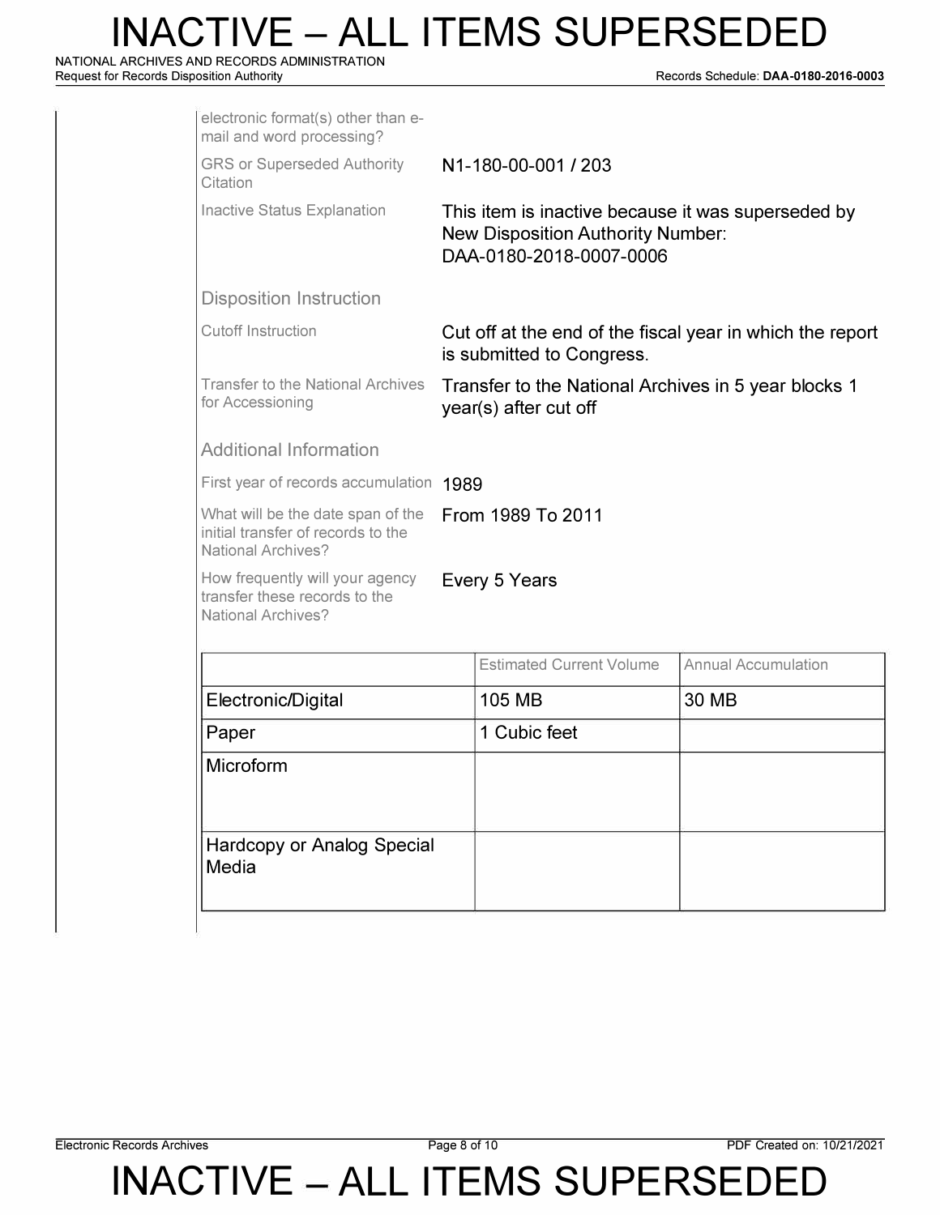| | |
|---|---|
| electronic format(s) other than e-mail and word processing? | |
| GRS or Superseded Authority Citation | N1-180-00-001 / 203 |
| Inactive Status Explanation | This item is inactive because it was superseded by New Disposition Authority Number: DAA-0180-2018-0007-0006 |

### Disposition Instruction

| | |
|---|---|
| Cutoff Instruction | Cut off at the end of the fiscal year in which the report is submitted to Congress. |
| Transfer to the National Archives for Accessioning | Transfer to the National Archives in 5 year blocks 1 year(s) after cut off |

### Additional Information

| | |
|---|---|
| First year of records accumulation | 1989 |
| What will be the date span of the initial transfer of records to the National Archives? | From 1989 To 2011 |
| How frequently will your agency transfer these records to the National Archives? | Every 5 Years |

| | Estimated Current Volume | Annual Accumulation |
|---|---|---|
| Electronic/Digital | 105 MB | 30 MB |
| Paper | 1 Cubic feet | |
| Microform | | |
| Hardcopy or Analog Special Media | | |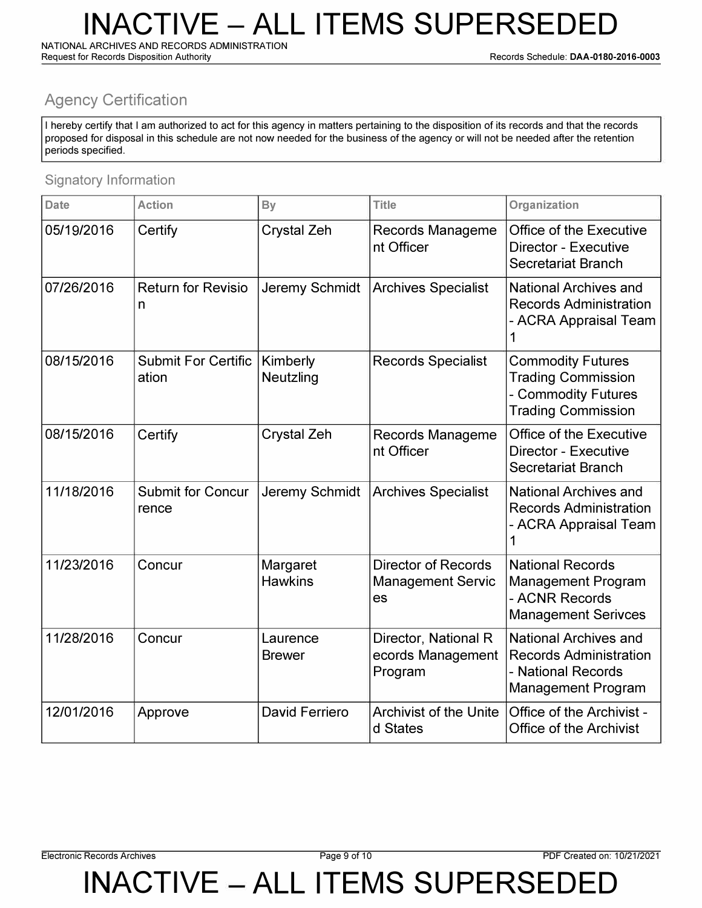## Agency Certification

I hereby certify that I am authorized to act for this agency in matters pertaining to the disposition of its records and that the records proposed for disposal in this schedule are not now needed for the business of the agency or will not be needed after the retention periods specified.

### Signatory Information

| Date | Action | By | Title | Organization |
|---|---|---|---|---|
| 05/19/2016 | Certify | Crystal Zeh | Records Management Officer | Office of the Executive Director - Executive Secretariat Branch |
| 07/26/2016 | Return for Revision | Jeremy Schmidt | Archives Specialist | National Archives and Records Administration - ACRA Appraisal Team 1 |
| 08/15/2016 | Submit For Certification | Kimberly Neutzling | Records Specialist | Commodity Futures Trading Commission - Commodity Futures Trading Commission |
| 08/15/2016 | Certify | Crystal Zeh | Records Management Officer | Office of the Executive Director - Executive Secretariat Branch |
| 11/18/2016 | Submit for Concurrence | Jeremy Schmidt | Archives Specialist | National Archives and Records Administration - ACRA Appraisal Team 1 |
| 11/23/2016 | Concur | Margaret Hawkins | Director of Records Management Services | National Records Management Program - ACNR Records Management Serivces |
| 11/28/2016 | Concur | Laurence Brewer | Director, National Records Management Program | National Archives and Records Administration - National Records Management Program |
| 12/01/2016 | Approve | David Ferriero | Archivist of the United States | Office of the Archivist - Office of the Archivist |